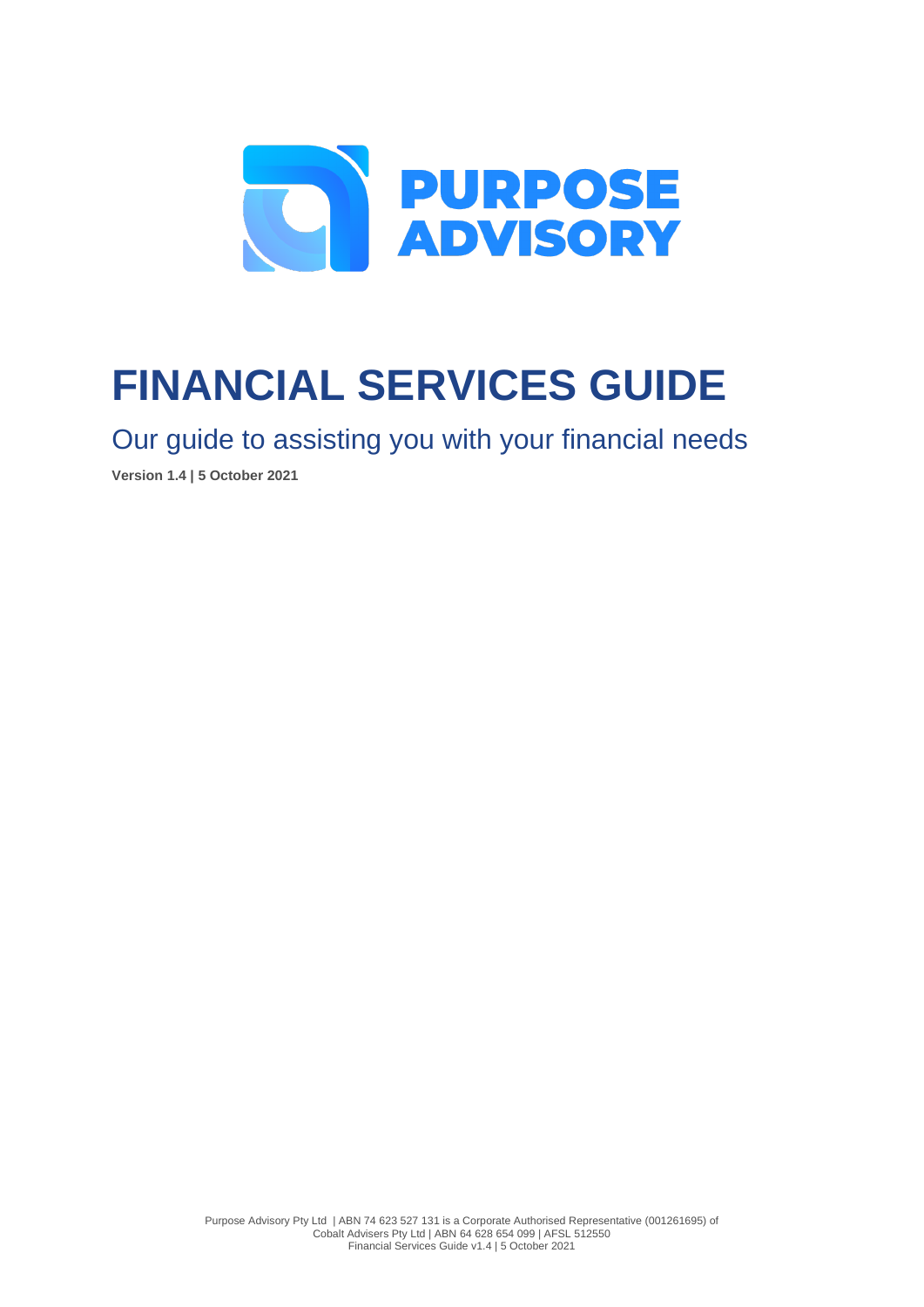PURPOSE ADVISORY

# FINANCIAL SERVICES GUIDE

## Our guide to assisting you with your financial needs

**Version 1.4 | 5 October 2021**

Purpose Advisory Pty Ltd | ABN 74 623 527 131 is a Corporate Authorised Representative (001261695) of Cobalt Advisers Pty Ltd | ABN 64 628 654 099 | AFSL 512550
Financial Services Guide v1.4 | 5 October 2021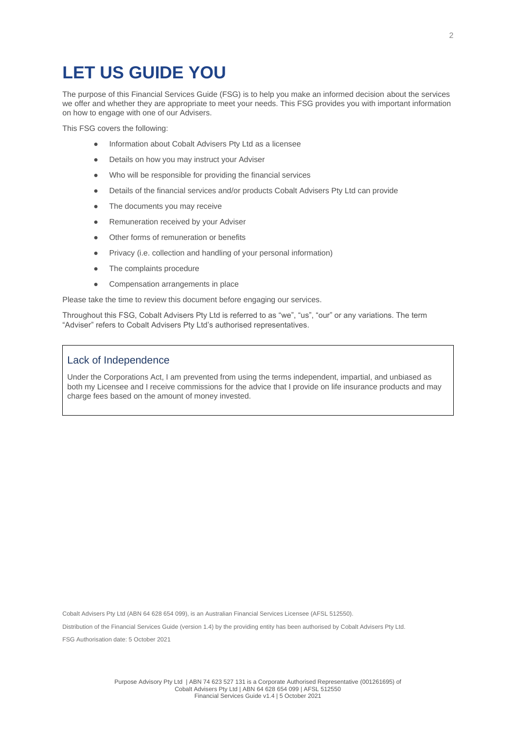# LET US GUIDE YOU

The purpose of this Financial Services Guide (FSG) is to help you make an informed decision about the services we offer and whether they are appropriate to meet your needs. This FSG provides you with important information on how to engage with one of our Advisers.

This FSG covers the following:

- Information about Cobalt Advisers Pty Ltd as a licensee
- Details on how you may instruct your Adviser
- Who will be responsible for providing the financial services
- Details of the financial services and/or products Cobalt Advisers Pty Ltd can provide
- The documents you may receive
- Remuneration received by your Adviser
- Other forms of remuneration or benefits
- Privacy (i.e. collection and handling of your personal information)
- The complaints procedure
- Compensation arrangements in place

Please take the time to review this document before engaging our services.

Throughout this FSG, Cobalt Advisers Pty Ltd is referred to as "we", "us", "our" or any variations. The term "Adviser" refers to Cobalt Advisers Pty Ltd's authorised representatives.

## Lack of Independence

Under the Corporations Act, I am prevented from using the terms independent, impartial, and unbiased as both my Licensee and I receive commissions for the advice that I provide on life insurance products and may charge fees based on the amount of money invested.

Cobalt Advisers Pty Ltd (ABN 64 628 654 099), is an Australian Financial Services Licensee (AFSL 512550).

Distribution of the Financial Services Guide (version 1.4) by the providing entity has been authorised by Cobalt Advisers Pty Ltd.

FSG Authorisation date: 5 October 2021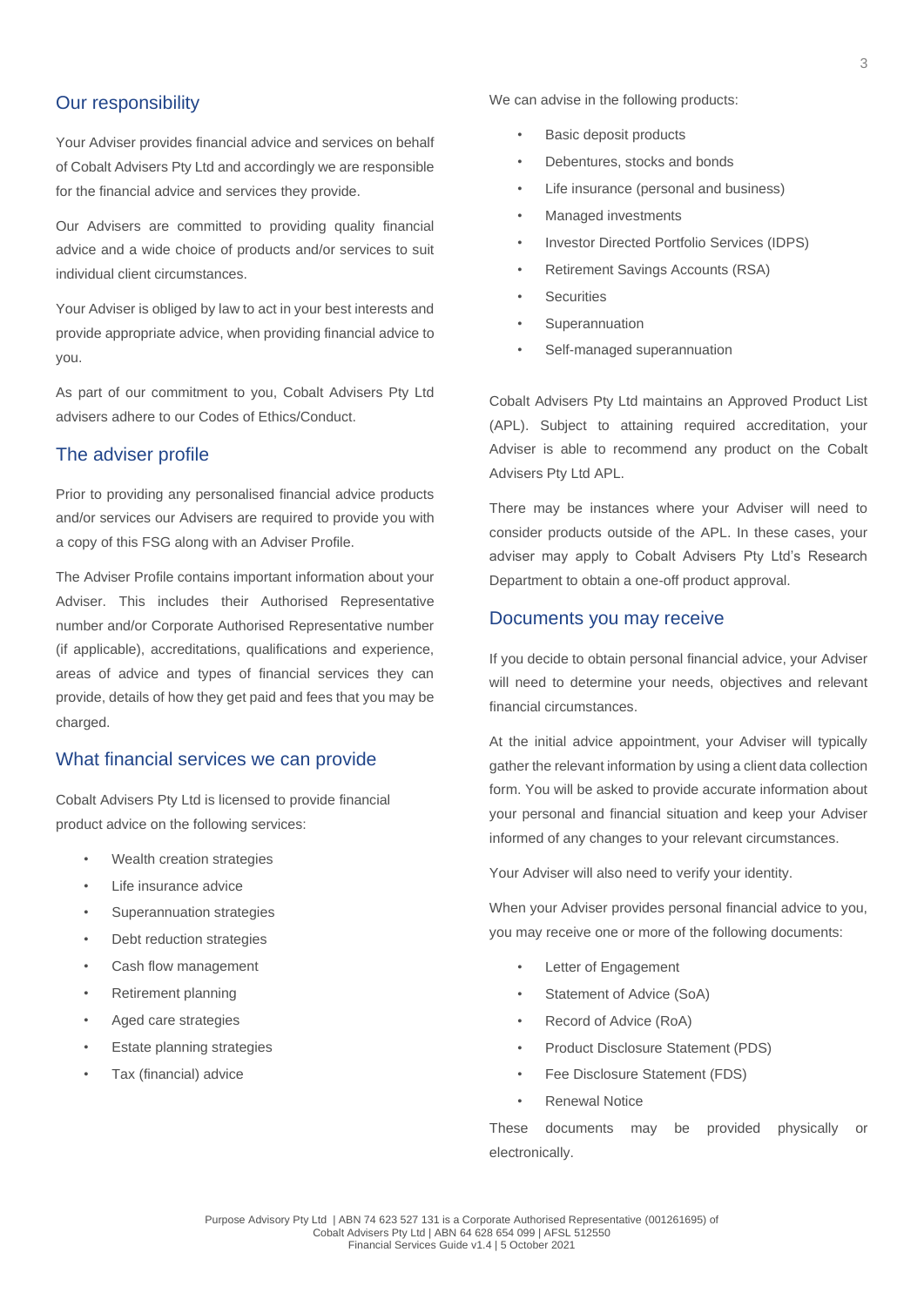## Our responsibility

Your Adviser provides financial advice and services on behalf of Cobalt Advisers Pty Ltd and accordingly we are responsible for the financial advice and services they provide.

Our Advisers are committed to providing quality financial advice and a wide choice of products and/or services to suit individual client circumstances.

Your Adviser is obliged by law to act in your best interests and provide appropriate advice, when providing financial advice to you.

As part of our commitment to you, Cobalt Advisers Pty Ltd advisers adhere to our Codes of Ethics/Conduct.

## The adviser profile

Prior to providing any personalised financial advice products and/or services our Advisers are required to provide you with a copy of this FSG along with an Adviser Profile.

The Adviser Profile contains important information about your Adviser. This includes their Authorised Representative number and/or Corporate Authorised Representative number (if applicable), accreditations, qualifications and experience, areas of advice and types of financial services they can provide, details of how they get paid and fees that you may be charged.

## What financial services we can provide

Cobalt Advisers Pty Ltd is licensed to provide financial product advice on the following services:

- Wealth creation strategies
- Life insurance advice
- Superannuation strategies
- Debt reduction strategies
- Cash flow management
- Retirement planning
- Aged care strategies
- Estate planning strategies
- Tax (financial) advice

We can advise in the following products:

- Basic deposit products
- Debentures, stocks and bonds
- Life insurance (personal and business)
- Managed investments
- Investor Directed Portfolio Services (IDPS)
- Retirement Savings Accounts (RSA)
- Securities
- Superannuation
- Self-managed superannuation

Cobalt Advisers Pty Ltd maintains an Approved Product List (APL). Subject to attaining required accreditation, your Adviser is able to recommend any product on the Cobalt Advisers Pty Ltd APL.

There may be instances where your Adviser will need to consider products outside of the APL. In these cases, your adviser may apply to Cobalt Advisers Pty Ltd's Research Department to obtain a one-off product approval.

## Documents you may receive

If you decide to obtain personal financial advice, your Adviser will need to determine your needs, objectives and relevant financial circumstances.

At the initial advice appointment, your Adviser will typically gather the relevant information by using a client data collection form. You will be asked to provide accurate information about your personal and financial situation and keep your Adviser informed of any changes to your relevant circumstances.

Your Adviser will also need to verify your identity.

When your Adviser provides personal financial advice to you, you may receive one or more of the following documents:

- Letter of Engagement
- Statement of Advice (SoA)
- Record of Advice (RoA)
- Product Disclosure Statement (PDS)
- Fee Disclosure Statement (FDS)
- Renewal Notice

These documents may be provided physically or electronically.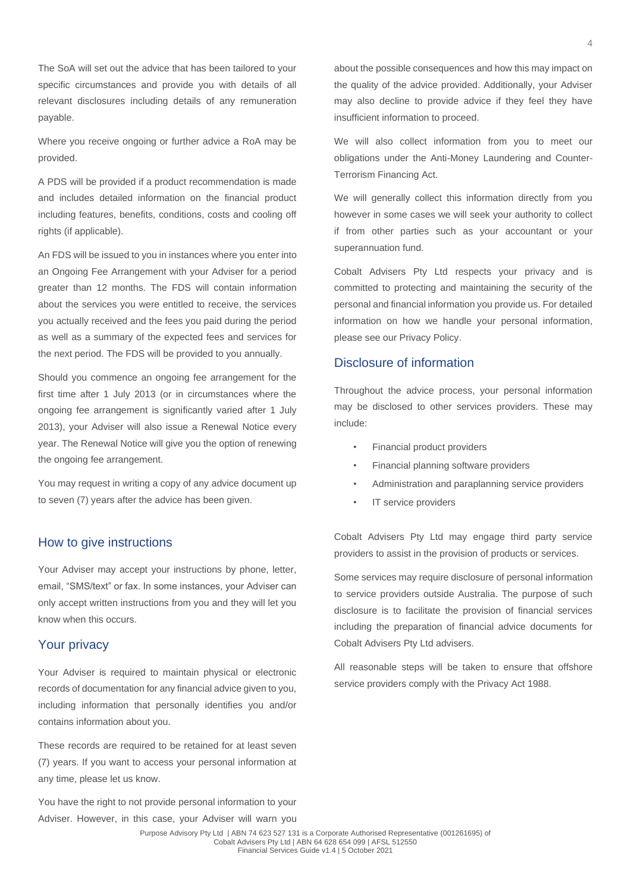The SoA will set out the advice that has been tailored to your specific circumstances and provide you with details of all relevant disclosures including details of any remuneration payable.

Where you receive ongoing or further advice a RoA may be provided.

A PDS will be provided if a product recommendation is made and includes detailed information on the financial product including features, benefits, conditions, costs and cooling off rights (if applicable).

An FDS will be issued to you in instances where you enter into an Ongoing Fee Arrangement with your Adviser for a period greater than 12 months. The FDS will contain information about the services you were entitled to receive, the services you actually received and the fees you paid during the period as well as a summary of the expected fees and services for the next period. The FDS will be provided to you annually.

Should you commence an ongoing fee arrangement for the first time after 1 July 2013 (or in circumstances where the ongoing fee arrangement is significantly varied after 1 July 2013), your Adviser will also issue a Renewal Notice every year. The Renewal Notice will give you the option of renewing the ongoing fee arrangement.

You may request in writing a copy of any advice document up to seven (7) years after the advice has been given.

## How to give instructions

Your Adviser may accept your instructions by phone, letter, email, "SMS/text" or fax. In some instances, your Adviser can only accept written instructions from you and they will let you know when this occurs.

## Your privacy

Your Adviser is required to maintain physical or electronic records of documentation for any financial advice given to you, including information that personally identifies you and/or contains information about you.

These records are required to be retained for at least seven (7) years. If you want to access your personal information at any time, please let us know.

You have the right to not provide personal information to your Adviser. However, in this case, your Adviser will warn you about the possible consequences and how this may impact on the quality of the advice provided. Additionally, your Adviser may also decline to provide advice if they feel they have insufficient information to proceed.

We will also collect information from you to meet our obligations under the Anti-Money Laundering and Counter-Terrorism Financing Act.

We will generally collect this information directly from you however in some cases we will seek your authority to collect if from other parties such as your accountant or your superannuation fund.

Cobalt Advisers Pty Ltd respects your privacy and is committed to protecting and maintaining the security of the personal and financial information you provide us. For detailed information on how we handle your personal information, please see our Privacy Policy.

## Disclosure of information

Throughout the advice process, your personal information may be disclosed to other services providers. These may include:

- Financial product providers
- Financial planning software providers
- Administration and paraplanning service providers
- IT service providers

Cobalt Advisers Pty Ltd may engage third party service providers to assist in the provision of products or services.

Some services may require disclosure of personal information to service providers outside Australia. The purpose of such disclosure is to facilitate the provision of financial services including the preparation of financial advice documents for Cobalt Advisers Pty Ltd advisers.

All reasonable steps will be taken to ensure that offshore service providers comply with the Privacy Act 1988.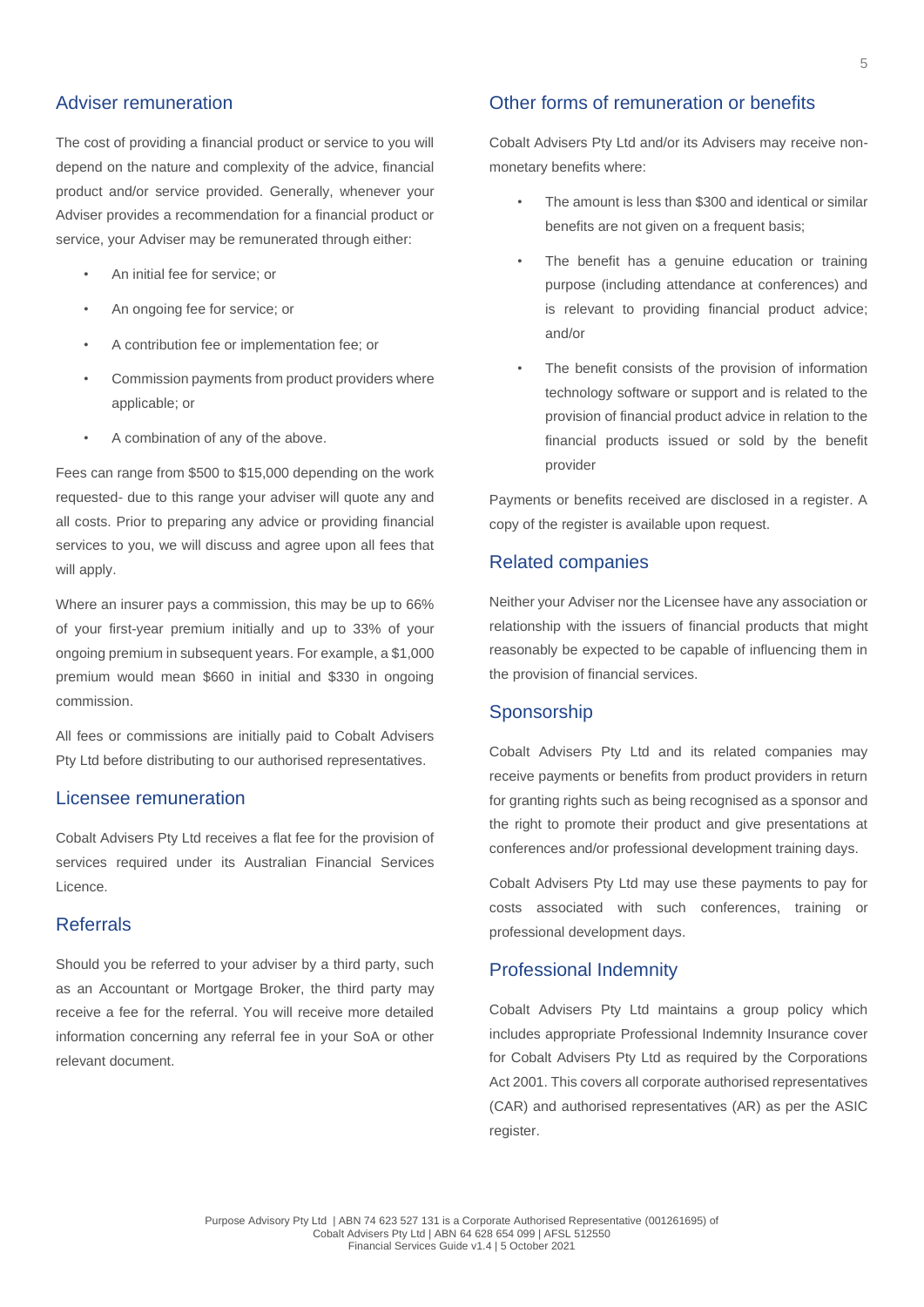## Adviser remuneration

The cost of providing a financial product or service to you will depend on the nature and complexity of the advice, financial product and/or service provided. Generally, whenever your Adviser provides a recommendation for a financial product or service, your Adviser may be remunerated through either:

- An initial fee for service; or
- An ongoing fee for service; or
- A contribution fee or implementation fee; or
- Commission payments from product providers where applicable; or
- A combination of any of the above.

Fees can range from $500 to $15,000 depending on the work requested- due to this range your adviser will quote any and all costs. Prior to preparing any advice or providing financial services to you, we will discuss and agree upon all fees that will apply.

Where an insurer pays a commission, this may be up to 66% of your first-year premium initially and up to 33% of your ongoing premium in subsequent years. For example, a $1,000 premium would mean $660 in initial and $330 in ongoing commission.

All fees or commissions are initially paid to Cobalt Advisers Pty Ltd before distributing to our authorised representatives.

## Licensee remuneration

Cobalt Advisers Pty Ltd receives a flat fee for the provision of services required under its Australian Financial Services Licence.

## Referrals

Should you be referred to your adviser by a third party, such as an Accountant or Mortgage Broker, the third party may receive a fee for the referral. You will receive more detailed information concerning any referral fee in your SoA or other relevant document.

## Other forms of remuneration or benefits

Cobalt Advisers Pty Ltd and/or its Advisers may receive non-monetary benefits where:

- The amount is less than $300 and identical or similar benefits are not given on a frequent basis;
- The benefit has a genuine education or training purpose (including attendance at conferences) and is relevant to providing financial product advice; and/or
- The benefit consists of the provision of information technology software or support and is related to the provision of financial product advice in relation to the financial products issued or sold by the benefit provider

Payments or benefits received are disclosed in a register. A copy of the register is available upon request.

## Related companies

Neither your Adviser nor the Licensee have any association or relationship with the issuers of financial products that might reasonably be expected to be capable of influencing them in the provision of financial services.

## Sponsorship

Cobalt Advisers Pty Ltd and its related companies may receive payments or benefits from product providers in return for granting rights such as being recognised as a sponsor and the right to promote their product and give presentations at conferences and/or professional development training days.

Cobalt Advisers Pty Ltd may use these payments to pay for costs associated with such conferences, training or professional development days.

## Professional Indemnity

Cobalt Advisers Pty Ltd maintains a group policy which includes appropriate Professional Indemnity Insurance cover for Cobalt Advisers Pty Ltd as required by the Corporations Act 2001. This covers all corporate authorised representatives (CAR) and authorised representatives (AR) as per the ASIC register.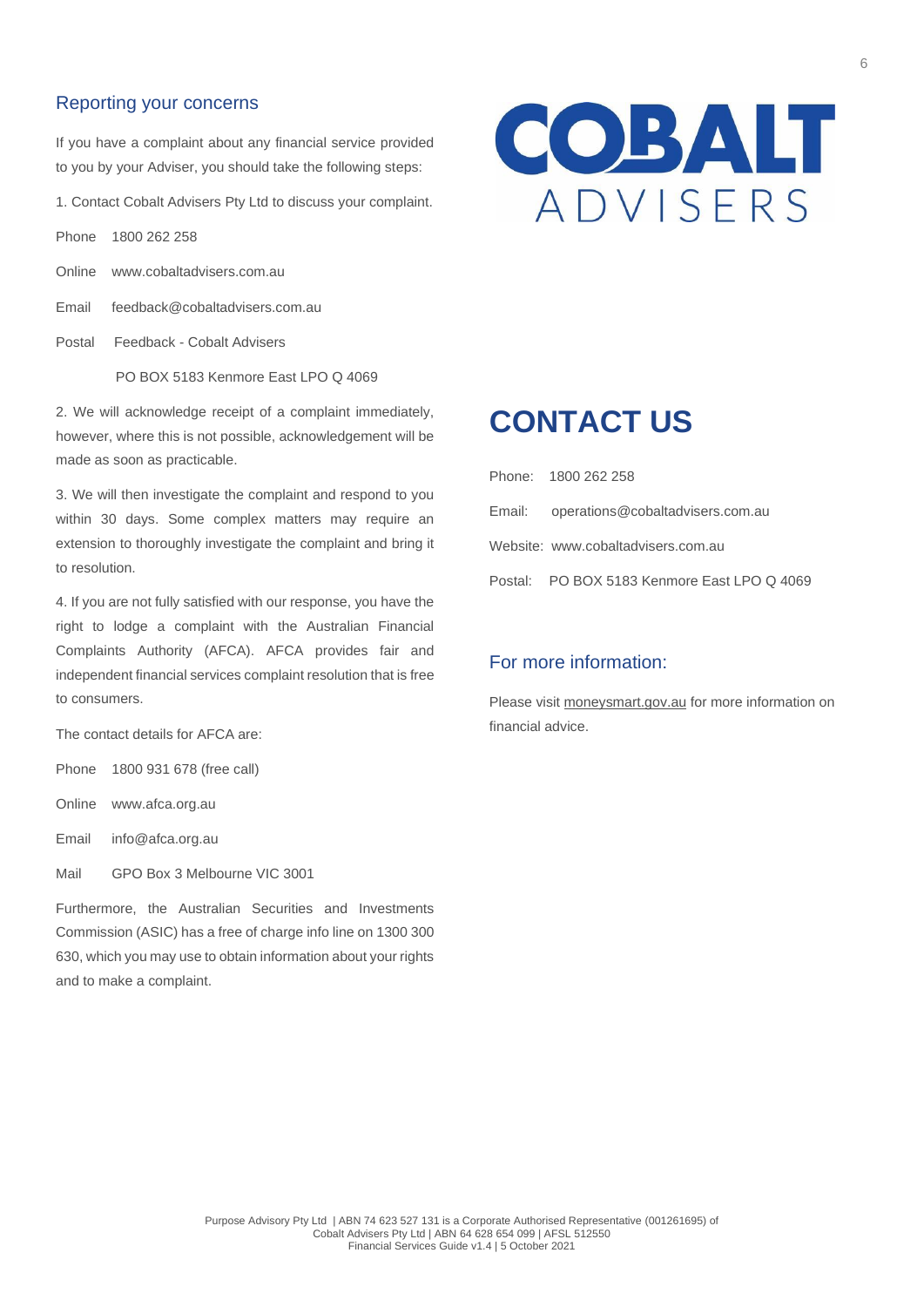## Reporting your concerns

If you have a complaint about any financial service provided to you by your Adviser, you should take the following steps:

1. Contact Cobalt Advisers Pty Ltd to discuss your complaint.

Phone 1800 262 258

Online www.cobaltadvisers.com.au

Email feedback@cobaltadvisers.com.au

Postal Feedback - Cobalt Advisers

PO BOX 5183 Kenmore East LPO Q 4069

2. We will acknowledge receipt of a complaint immediately, however, where this is not possible, acknowledgement will be made as soon as practicable.

3. We will then investigate the complaint and respond to you within 30 days. Some complex matters may require an extension to thoroughly investigate the complaint and bring it to resolution.

4. If you are not fully satisfied with our response, you have the right to lodge a complaint with the Australian Financial Complaints Authority (AFCA). AFCA provides fair and independent financial services complaint resolution that is free to consumers.

The contact details for AFCA are:

Phone 1800 931 678 (free call)

Online www.afca.org.au

Email info@afca.org.au

Mail GPO Box 3 Melbourne VIC 3001

Furthermore, the Australian Securities and Investments Commission (ASIC) has a free of charge info line on 1300 300 630, which you may use to obtain information about your rights and to make a complaint.

COBALT ADVISERS

# CONTACT US

Phone: 1800 262 258

Email: operations@cobaltadvisers.com.au

Website: www.cobaltadvisers.com.au

Postal: PO BOX 5183 Kenmore East LPO Q 4069

## For more information:

Please visit moneysmart.gov.au for more information on financial advice.

Purpose Advisory Pty Ltd | ABN 74 623 527 131 is a Corporate Authorised Representative (001261695) of Cobalt Advisers Pty Ltd | ABN 64 628 654 099 | AFSL 512550
Financial Services Guide v1.4 | 5 October 2021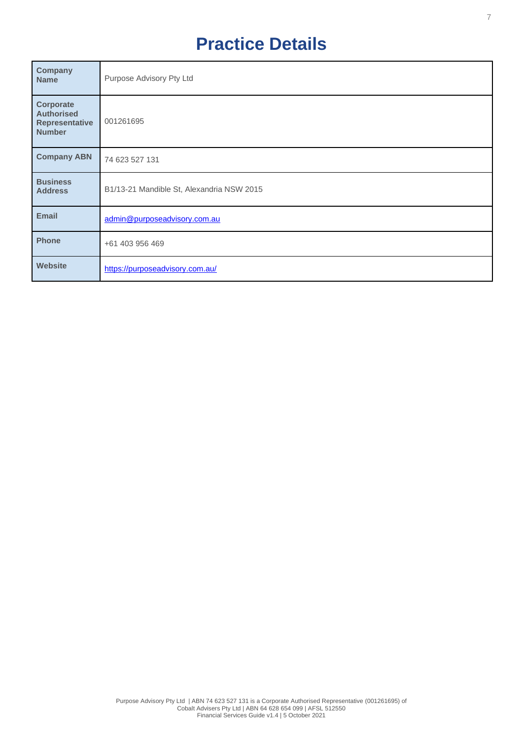# Practice Details

| | |
|---|---|
| **Company Name** | Purpose Advisory Pty Ltd |
| **Corporate Authorised Representative Number** | 001261695 |
| **Company ABN** | 74 623 527 131 |
| **Business Address** | B1/13-21 Mandible St, Alexandria NSW 2015 |
| **Email** | admin@purposeadvisory.com.au |
| **Phone** | +61 403 956 469 |
| **Website** | https://purposeadvisory.com.au/ |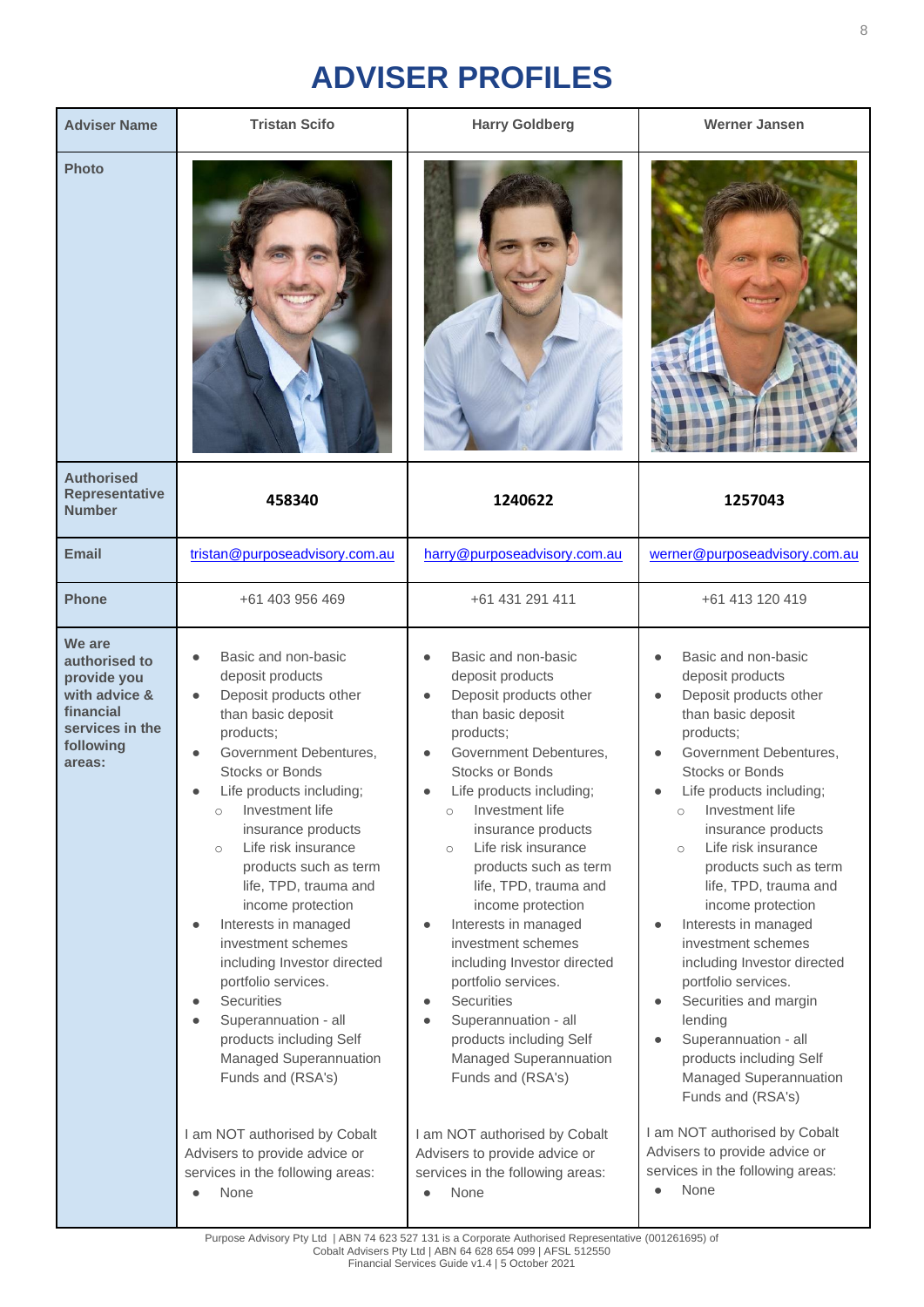# ADVISER PROFILES

| Adviser Name | Tristan Scifo | Harry Goldberg | Werner Jansen |
|---|---|---|---|
| Photo | | | |
| Authorised Representative Number | 458340 | 1240622 | 1257043 |
| Email | tristan@purposeadvisory.com.au | harry@purposeadvisory.com.au | werner@purposeadvisory.com.au |
| Phone | +61 403 956 469 | +61 431 291 411 | +61 413 120 419 |
| We are authorised to provide you with advice & financial services in the following areas: | • Basic and non-basic deposit products<br>• Deposit products other than basic deposit products;<br>• Government Debentures, Stocks or Bonds<br>• Life products including;<br>  ○ Investment life insurance products<br>  ○ Life risk insurance products such as term life, TPD, trauma and income protection<br>• Interests in managed investment schemes including Investor directed portfolio services.<br>• Securities<br>• Superannuation - all products including Self Managed Superannuation Funds and (RSA's)<br><br>I am NOT authorised by Cobalt Advisers to provide advice or services in the following areas:<br>• None | • Basic and non-basic deposit products<br>• Deposit products other than basic deposit products;<br>• Government Debentures, Stocks or Bonds<br>• Life products including;<br>  ○ Investment life insurance products<br>  ○ Life risk insurance products such as term life, TPD, trauma and income protection<br>• Interests in managed investment schemes including Investor directed portfolio services.<br>• Securities<br>• Superannuation - all products including Self Managed Superannuation Funds and (RSA's)<br><br>I am NOT authorised by Cobalt Advisers to provide advice or services in the following areas:<br>• None | • Basic and non-basic deposit products<br>• Deposit products other than basic deposit products;<br>• Government Debentures, Stocks or Bonds<br>• Life products including;<br>  ○ Investment life insurance products<br>  ○ Life risk insurance products such as term life, TPD, trauma and income protection<br>• Interests in managed investment schemes including Investor directed portfolio services.<br>• Securities and margin lending<br>• Superannuation - all products including Self Managed Superannuation Funds and (RSA's)<br><br>I am NOT authorised by Cobalt Advisers to provide advice or services in the following areas:<br>• None |

Purpose Advisory Pty Ltd | ABN 74 623 527 131 is a Corporate Authorised Representative (001261695) of Cobalt Advisers Pty Ltd | ABN 64 628 654 099 | AFSL 512550
Financial Services Guide v1.4 | 5 October 2021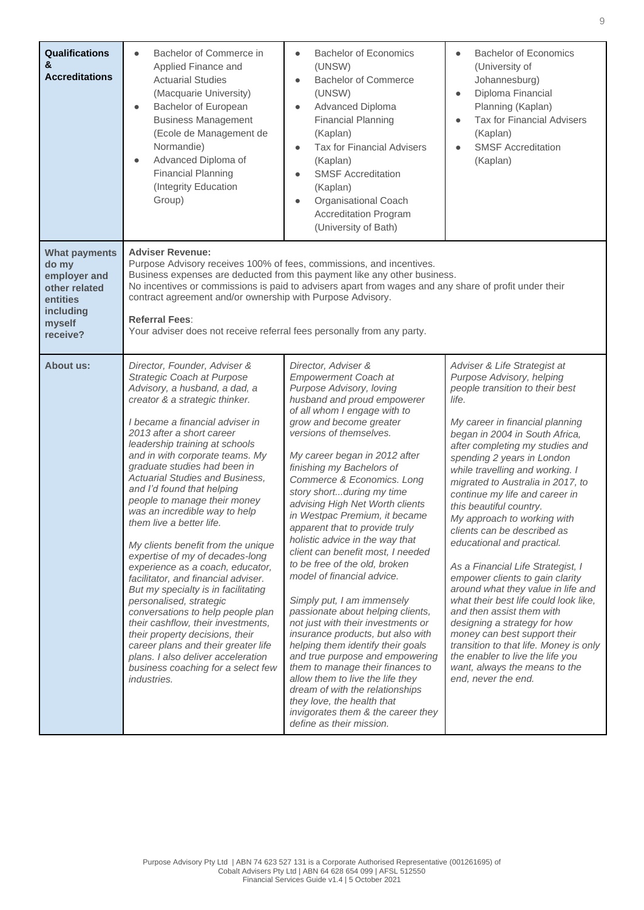| | | | |
|---|---|---|---|
| **Qualifications & Accreditations** | • Bachelor of Commerce in Applied Finance and Actuarial Studies (Macquarie University)<br>• Bachelor of European Business Management (Ecole de Management de Normandie)<br>• Advanced Diploma of Financial Planning (Integrity Education Group) | • Bachelor of Economics (UNSW)<br>• Bachelor of Commerce (UNSW)<br>• Advanced Diploma Financial Planning (Kaplan)<br>• Tax for Financial Advisers (Kaplan)<br>• SMSF Accreditation (Kaplan)<br>• Organisational Coach Accreditation Program (University of Bath) | • Bachelor of Economics (University of Johannesburg)<br>• Diploma Financial Planning (Kaplan)<br>• Tax for Financial Advisers (Kaplan)<br>• SMSF Accreditation (Kaplan) |
| **What payments do my employer and other related entities including myself receive?** | **Adviser Revenue:**<br>Purpose Advisory receives 100% of fees, commissions, and incentives.<br>Business expenses are deducted from this payment like any other business.<br>No incentives or commissions is paid to advisers apart from wages and any share of profit under their contract agreement and/or ownership with Purpose Advisory.<br><br>**Referral Fees**:<br>Your adviser does not receive referral fees personally from any party. | | |
| **About us:** | *Director, Founder, Adviser & Strategic Coach at Purpose Advisory, a husband, a dad, a creator & a strategic thinker.*<br><br>*I became a financial adviser in 2013 after a short career leadership training at schools and in with corporate teams. My graduate studies had been in Actuarial Studies and Business, and I'd found that helping people to manage their money was an incredible way to help them live a better life.*<br><br>*My clients benefit from the unique expertise of my of decades-long experience as a coach, educator, facilitator, and financial adviser. But my specialty is in facilitating personalised, strategic conversations to help people plan their cashflow, their investments, their property decisions, their career plans and their greater life plans. I also deliver acceleration business coaching for a select few industries.* | *Director, Adviser & Empowerment Coach at Purpose Advisory, loving husband and proud empowerer of all whom I engage with to grow and become greater versions of themselves.*<br><br>*My career began in 2012 after finishing my Bachelors of Commerce & Economics. Long story short...during my time advising High Net Worth clients in Westpac Premium, it became apparent that to provide truly holistic advice in the way that client can benefit most, I needed to be free of the old, broken model of financial advice.*<br><br>*Simply put, I am immensely passionate about helping clients, not just with their investments or insurance products, but also with helping them identify their goals and true purpose and empowering them to manage their finances to allow them to live the life they dream of with the relationships they love, the health that invigorates them & the career they define as their mission.* | *Adviser & Life Strategist at Purpose Advisory, helping people transition to their best life.*<br><br>*My career in financial planning began in 2004 in South Africa, after completing my studies and spending 2 years in London while travelling and working. I migrated to Australia in 2017, to continue my life and career in this beautiful country.*<br>*My approach to working with clients can be described as educational and practical.*<br><br>*As a Financial Life Strategist, I empower clients to gain clarity around what they value in life and what their best life could look like, and then assist them with designing a strategy for how money can best support their transition to that life. Money is only the enabler to live the life you want, always the means to the end, never the end.* |

Purpose Advisory Pty Ltd | ABN 74 623 527 131 is a Corporate Authorised Representative (001261695) of Cobalt Advisers Pty Ltd | ABN 64 628 654 099 | AFSL 512550
Financial Services Guide v1.4 | 5 October 2021